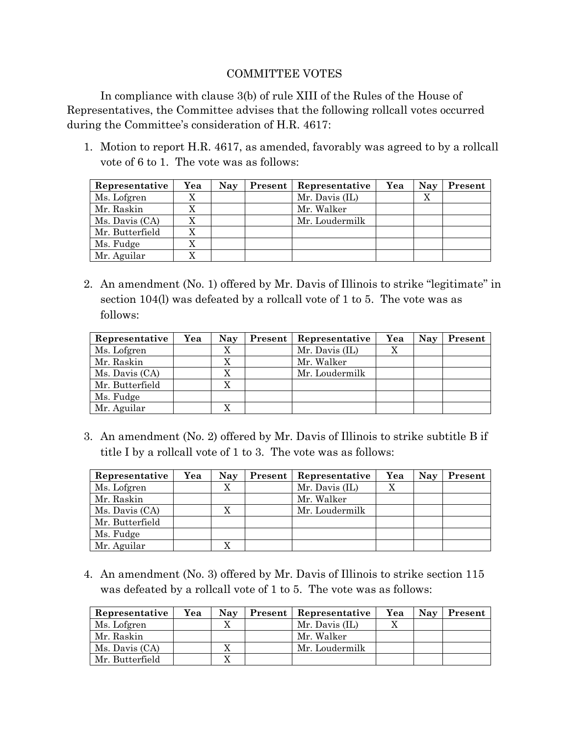COMMITTEE VOTES

In compliance with clause 3(b) of rule XIII of the Rules of the House of Representatives, the Committee advises that the following rollcall votes occurred during the Committee's consideration of H.R. 4617:

1. Motion to report H.R. 4617, as amended, favorably was agreed to by a rollcall vote of 6 to 1. The vote was as follows:

| Representative | Yea | Nay | Present | Representative | Yea | Nay | Present |
|---|---|---|---|---|---|---|---|
| Ms. Lofgren | X | | | Mr. Davis (IL) | | X | |
| Mr. Raskin | X | | | Mr. Walker | | | |
| Ms. Davis (CA) | X | | | Mr. Loudermilk | | | |
| Mr. Butterfield | X | | | | | | |
| Ms. Fudge | X | | | | | | |
| Mr. Aguilar | X | | | | | | |

2. An amendment (No. 1) offered by Mr. Davis of Illinois to strike "legitimate" in section 104(l) was defeated by a rollcall vote of 1 to 5. The vote was as follows:

| Representative | Yea | Nay | Present | Representative | Yea | Nay | Present |
|---|---|---|---|---|---|---|---|
| Ms. Lofgren | | X | | Mr. Davis (IL) | X | | |
| Mr. Raskin | | X | | Mr. Walker | | | |
| Ms. Davis (CA) | | X | | Mr. Loudermilk | | | |
| Mr. Butterfield | | X | | | | | |
| Ms. Fudge | | | | | | | |
| Mr. Aguilar | | X | | | | | |

3. An amendment (No. 2) offered by Mr. Davis of Illinois to strike subtitle B if title I by a rollcall vote of 1 to 3. The vote was as follows:

| Representative | Yea | Nay | Present | Representative | Yea | Nay | Present |
|---|---|---|---|---|---|---|---|
| Ms. Lofgren | | X | | Mr. Davis (IL) | X | | |
| Mr. Raskin | | | | Mr. Walker | | | |
| Ms. Davis (CA) | | X | | Mr. Loudermilk | | | |
| Mr. Butterfield | | | | | | | |
| Ms. Fudge | | | | | | | |
| Mr. Aguilar | | X | | | | | |

4. An amendment (No. 3) offered by Mr. Davis of Illinois to strike section 115 was defeated by a rollcall vote of 1 to 5. The vote was as follows:

| Representative | Yea | Nay | Present | Representative | Yea | Nay | Present |
|---|---|---|---|---|---|---|---|
| Ms. Lofgren | | X | | Mr. Davis (IL) | X | | |
| Mr. Raskin | | | | Mr. Walker | | | |
| Ms. Davis (CA) | | X | | Mr. Loudermilk | | | |
| Mr. Butterfield | | X | | | | | |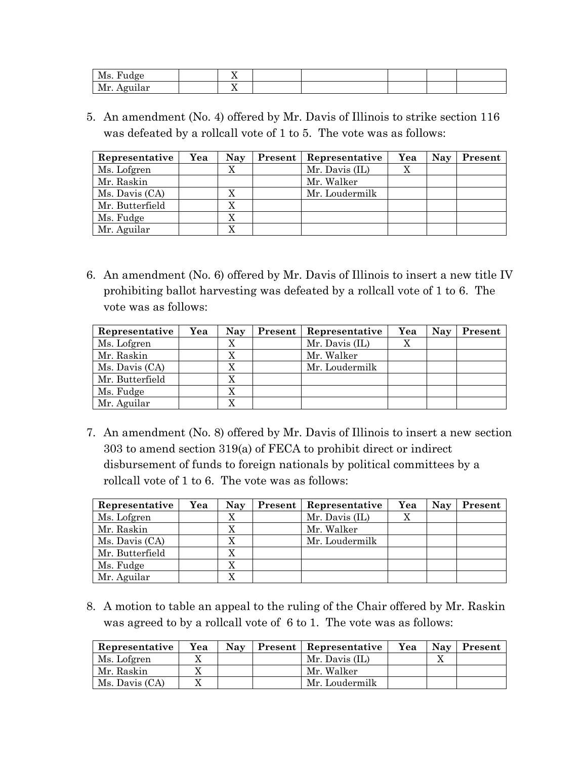| Ms. Fudge | | X | | | | | |
|---|---|---|---|---|---|---|---|
| Mr. Aguilar | | X | | | | | |

5. An amendment (No. 4) offered by Mr. Davis of Illinois to strike section 116 was defeated by a rollcall vote of 1 to 5. The vote was as follows:

| Representative | Yea | Nay | Present | Representative | Yea | Nay | Present |
|---|---|---|---|---|---|---|---|
| Ms. Lofgren | | X | | Mr. Davis (IL) | X | | |
| Mr. Raskin | | | | Mr. Walker | | | |
| Ms. Davis (CA) | | X | | Mr. Loudermilk | | | |
| Mr. Butterfield | | X | | | | | |
| Ms. Fudge | | X | | | | | |
| Mr. Aguilar | | X | | | | | |

6. An amendment (No. 6) offered by Mr. Davis of Illinois to insert a new title IV prohibiting ballot harvesting was defeated by a rollcall vote of 1 to 6. The vote was as follows:

| Representative | Yea | Nay | Present | Representative | Yea | Nay | Present |
|---|---|---|---|---|---|---|---|
| Ms. Lofgren | | X | | Mr. Davis (IL) | X | | |
| Mr. Raskin | | X | | Mr. Walker | | | |
| Ms. Davis (CA) | | X | | Mr. Loudermilk | | | |
| Mr. Butterfield | | X | | | | | |
| Ms. Fudge | | X | | | | | |
| Mr. Aguilar | | X | | | | | |

7. An amendment (No. 8) offered by Mr. Davis of Illinois to insert a new section 303 to amend section 319(a) of FECA to prohibit direct or indirect disbursement of funds to foreign nationals by political committees by a rollcall vote of 1 to 6. The vote was as follows:

| Representative | Yea | Nay | Present | Representative | Yea | Nay | Present |
|---|---|---|---|---|---|---|---|
| Ms. Lofgren | | X | | Mr. Davis (IL) | X | | |
| Mr. Raskin | | X | | Mr. Walker | | | |
| Ms. Davis (CA) | | X | | Mr. Loudermilk | | | |
| Mr. Butterfield | | X | | | | | |
| Ms. Fudge | | X | | | | | |
| Mr. Aguilar | | X | | | | | |

8. A motion to table an appeal to the ruling of the Chair offered by Mr. Raskin was agreed to by a rollcall vote of 6 to 1. The vote was as follows:

| Representative | Yea | Nay | Present | Representative | Yea | Nay | Present |
|---|---|---|---|---|---|---|---|
| Ms. Lofgren | X | | | Mr. Davis (IL) | | X | |
| Mr. Raskin | X | | | Mr. Walker | | | |
| Ms. Davis (CA) | X | | | Mr. Loudermilk | | | |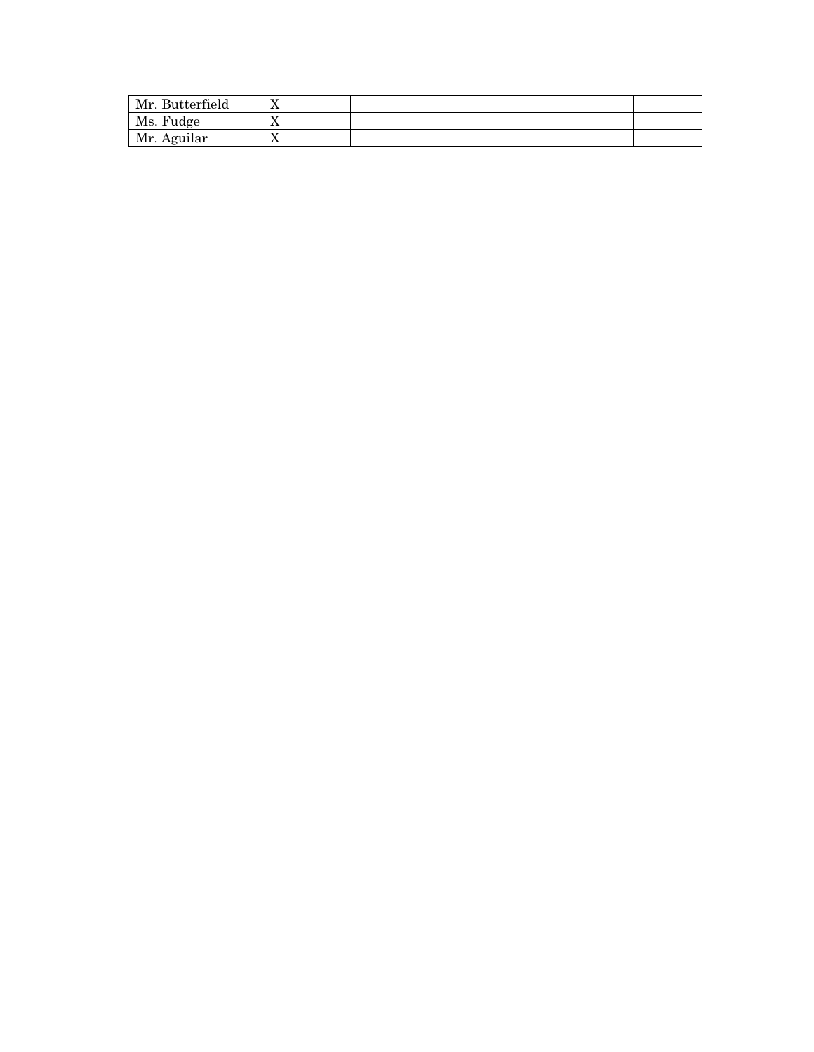| | | | | | | | |
|---|---|---|---|---|---|---|---|
| Mr. Butterfield | X | | | | | | |
| Ms. Fudge | X | | | | | | |
| Mr. Aguilar | X | | | | | | |